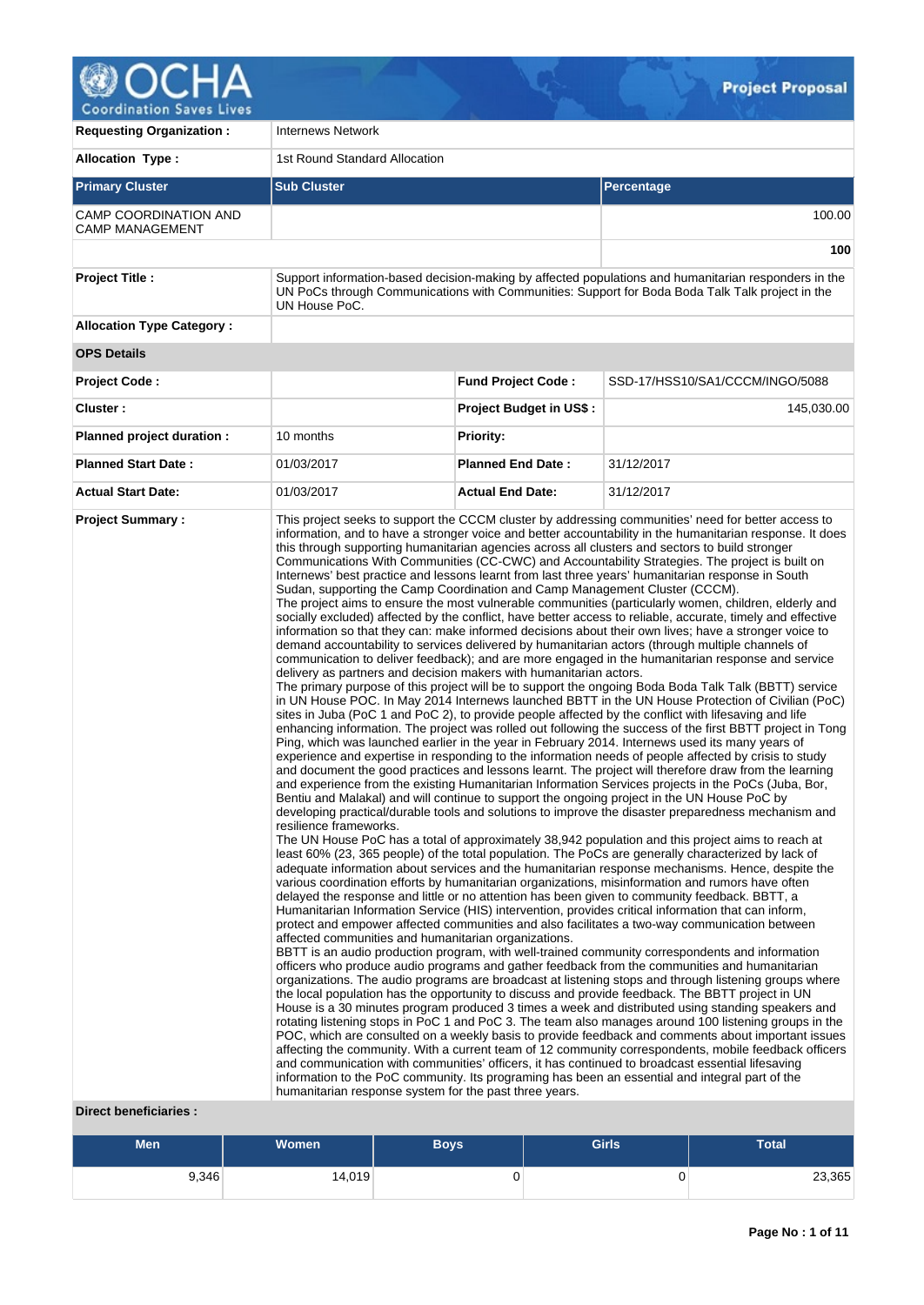| | | |
|---|---|---|
| **Requesting Organization :** | Internews Network | |
| **Allocation Type :** | 1st Round Standard Allocation | |
| **Primary Cluster** | **Sub Cluster** | **Percentage** |
| CAMP COORDINATION AND CAMP MANAGEMENT | | 100.00 |
| | | **100** |
| **Project Title :** | Support information-based decision-making by affected populations and humanitarian responders in the UN PoCs through Communications with Communities: Support for Boda Boda Talk Talk project in the UN House PoC. | |
| **Allocation Type Category :** | | |

**OPS Details**

| | | | |
|---|---|---|---|
| **Project Code :** | | **Fund Project Code :** | SSD-17/HSS10/SA1/CCCM/INGO/5088 |
| **Cluster :** | | **Project Budget in US$ :** | 145,030.00 |
| **Planned project duration :** | 10 months | **Priority:** | |
| **Planned Start Date :** | 01/03/2017 | **Planned End Date :** | 31/12/2017 |
| **Actual Start Date:** | 01/03/2017 | **Actual End Date:** | 31/12/2017 |

**Project Summary :**

This project seeks to support the CCCM cluster by addressing communities' need for better access to information, and to have a stronger voice and better accountability in the humanitarian response. It does this through supporting humanitarian agencies across all clusters and sectors to build stronger Communications With Communities (CC-CWC) and Accountability Strategies. The project is built on Internews' best practice and lessons learnt from last three years' humanitarian response in South Sudan, supporting the Camp Coordination and Camp Management Cluster (CCCM).
The project aims to ensure the most vulnerable communities (particularly women, children, elderly and socially excluded) affected by the conflict, have better access to reliable, accurate, timely and effective information so that they can: make informed decisions about their own lives; have a stronger voice to demand accountability to services delivered by humanitarian actors (through multiple channels of communication to deliver feedback); and are more engaged in the humanitarian response and service delivery as partners and decision makers with humanitarian actors.
The primary purpose of this project will be to support the ongoing Boda Boda Talk Talk (BBTT) service in UN House POC. In May 2014 Internews launched BBTT in the UN House Protection of Civilian (PoC) sites in Juba (PoC 1 and PoC 2), to provide people affected by the conflict with lifesaving and life enhancing information. The project was rolled out following the success of the first BBTT project in Tong Ping, which was launched earlier in the year in February 2014. Internews used its many years of experience and expertise in responding to the information needs of people affected by crisis to study and document the good practices and lessons learnt. The project will therefore draw from the learning and experience from the existing Humanitarian Information Services projects in the PoCs (Juba, Bor, Bentiu and Malakal) and will continue to support the ongoing project in the UN House PoC by developing practical/durable tools and solutions to improve the disaster preparedness mechanism and resilience frameworks.
The UN House PoC has a total of approximately 38,942 population and this project aims to reach at least 60% (23, 365 people) of the total population. The PoCs are generally characterized by lack of adequate information about services and the humanitarian response mechanisms. Hence, despite the various coordination efforts by humanitarian organizations, misinformation and rumors have often delayed the response and little or no attention has been given to community feedback. BBTT, a Humanitarian Information Service (HIS) intervention, provides critical information that can inform, protect and empower affected communities and also facilitates a two-way communication between affected communities and humanitarian organizations.
BBTT is an audio production program, with well-trained community correspondents and information officers who produce audio programs and gather feedback from the communities and humanitarian organizations. The audio programs are broadcast at listening stops and through listening groups where the local population has the opportunity to discuss and provide feedback. The BBTT project in UN House is a 30 minutes program produced 3 times a week and distributed using standing speakers and rotating listening stops in PoC 1 and PoC 3. The team also manages around 100 listening groups in the POC, which are consulted on a weekly basis to provide feedback and comments about important issues affecting the community. With a current team of 12 community correspondents, mobile feedback officers and communication with communities' officers, it has continued to broadcast essential lifesaving information to the PoC community. Its programing has been an essential and integral part of the humanitarian response system for the past three years.

**Direct beneficiaries :**

| Men | Women | Boys | Girls | Total |
|---|---|---|---|---|
| 9,346 | 14,019 | 0 | 0 | 23,365 |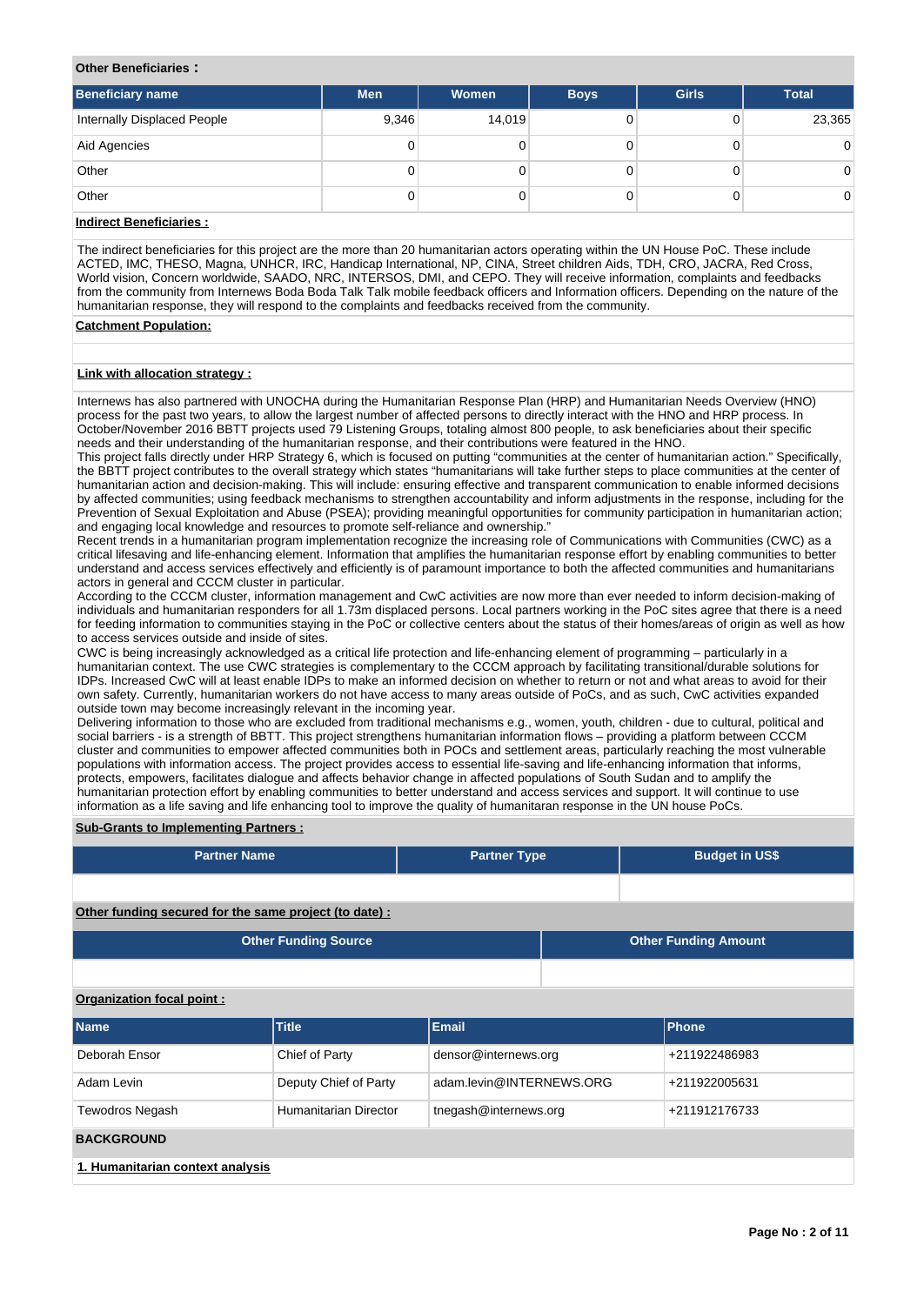**Other Beneficiaries :**

| Beneficiary name | Men | Women | Boys | Girls | Total |
|---|---|---|---|---|---|
| Internally Displaced People | 9,346 | 14,019 | 0 | 0 | 23,365 |
| Aid Agencies | 0 | 0 | 0 | 0 | 0 |
| Other | 0 | 0 | 0 | 0 | 0 |
| Other | 0 | 0 | 0 | 0 | 0 |

**Indirect Beneficiaries :**

The indirect beneficiaries for this project are the more than 20 humanitarian actors operating within the UN House PoC. These include ACTED, IMC, THESO, Magna, UNHCR, IRC, Handicap International, NP, CINA, Street children Aids, TDH, CRO, JACRA, Red Cross, World vision, Concern worldwide, SAADO, NRC, INTERSOS, DMI, and CEPO. They will receive information, complaints and feedbacks from the community from Internews Boda Boda Talk Talk mobile feedback officers and Information officers. Depending on the nature of the humanitarian response, they will respond to the complaints and feedbacks received from the community.

**Catchment Population:**

**Link with allocation strategy :**

Internews has also partnered with UNOCHA during the Humanitarian Response Plan (HRP) and Humanitarian Needs Overview (HNO) process for the past two years, to allow the largest number of affected persons to directly interact with the HNO and HRP process. In October/November 2016 BBTT projects used 79 Listening Groups, totaling almost 800 people, to ask beneficiaries about their specific needs and their understanding of the humanitarian response, and their contributions were featured in the HNO.
This project falls directly under HRP Strategy 6, which is focused on putting "communities at the center of humanitarian action." Specifically, the BBTT project contributes to the overall strategy which states "humanitarians will take further steps to place communities at the center of humanitarian action and decision-making. This will include: ensuring effective and transparent communication to enable informed decisions by affected communities; using feedback mechanisms to strengthen accountability and inform adjustments in the response, including for the Prevention of Sexual Exploitation and Abuse (PSEA); providing meaningful opportunities for community participation in humanitarian action; and engaging local knowledge and resources to promote self-reliance and ownership."
Recent trends in a humanitarian program implementation recognize the increasing role of Communications with Communities (CWC) as a critical lifesaving and life-enhancing element. Information that amplifies the humanitarian response effort by enabling communities to better understand and access services effectively and efficiently is of paramount importance to both the affected communities and humanitarians actors in general and CCCM cluster in particular.
According to the CCCM cluster, information management and CwC activities are now more than ever needed to inform decision-making of individuals and humanitarian responders for all 1.73m displaced persons. Local partners working in the PoC sites agree that there is a need for feeding information to communities staying in the PoC or collective centers about the status of their homes/areas of origin as well as how to access services outside and inside of sites.
CWC is being increasingly acknowledged as a critical life protection and life-enhancing element of programming – particularly in a humanitarian context. The use CWC strategies is complementary to the CCCM approach by facilitating transitional/durable solutions for IDPs. Increased CwC will at least enable IDPs to make an informed decision on whether to return or not and what areas to avoid for their own safety. Currently, humanitarian workers do not have access to many areas outside of PoCs, and as such, CwC activities expanded outside town may become increasingly relevant in the incoming year.
Delivering information to those who are excluded from traditional mechanisms e.g., women, youth, children - due to cultural, political and social barriers - is a strength of BBTT. This project strengthens humanitarian information flows – providing a platform between CCCM cluster and communities to empower affected communities both in POCs and settlement areas, particularly reaching the most vulnerable populations with information access. The project provides access to essential life-saving and life-enhancing information that informs, protects, empowers, facilitates dialogue and affects behavior change in affected populations of South Sudan and to amplify the humanitarian protection effort by enabling communities to better understand and access services and support. It will continue to use information as a life saving and life enhancing tool to improve the quality of humanitaran response in the UN house PoCs.

**Sub-Grants to Implementing Partners :**

| Partner Name | Partner Type | Budget in US$ |
|---|---|---|
| | | |

**Other funding secured for the same project (to date) :**

| Other Funding Source | Other Funding Amount |
|---|---|
| | |

**Organization focal point :**

| Name | Title | Email | Phone |
|---|---|---|---|
| Deborah Ensor | Chief of Party | densor@internews.org | +211922486983 |
| Adam Levin | Deputy Chief of Party | adam.levin@INTERNEWS.ORG | +211922005631 |
| Tewodros Negash | Humanitarian Director | tnegash@internews.org | +211912176733 |

## BACKGROUND

**1. Humanitarian context analysis**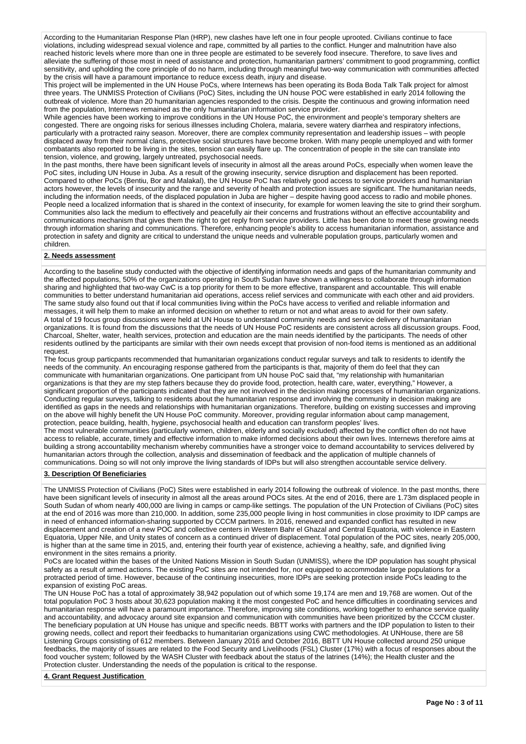According to the Humanitarian Response Plan (HRP), new clashes have left one in four people uprooted. Civilians continue to face violations, including widespread sexual violence and rape, committed by all parties to the conflict. Hunger and malnutrition have also reached historic levels where more than one in three people are estimated to be severely food insecure. Therefore, to save lives and alleviate the suffering of those most in need of assistance and protection, humanitarian partners' commitment to good programming, conflict sensitivity, and upholding the core principle of do no harm, including through meaningful two-way communication with communities affected by the crisis will have a paramount importance to reduce excess death, injury and disease.

This project will be implemented in the UN House PoCs, where Internews has been operating its Boda Boda Talk Talk project for almost three years. The UNMISS Protection of Civilians (PoC) Sites, including the UN house POC were established in early 2014 following the outbreak of violence. More than 20 humanitarian agencies responded to the crisis. Despite the continuous and growing information need from the population, Internews remained as the only humanitarian information service provider.

While agencies have been working to improve conditions in the UN House PoC, the environment and people's temporary shelters are congested. There are ongoing risks for serious illnesses including Cholera, malaria, severe watery diarrhea and respiratory infections, particularly with a protracted rainy season. Moreover, there are complex community representation and leadership issues – with people displaced away from their normal clans, protective social structures have become broken. With many people unemployed and with former combatants also reported to be living in the sites, tension can easily flare up. The concentration of people in the site can translate into tension, violence, and growing, largely untreated, psychosocial needs.

In the past months, there have been significant levels of insecurity in almost all the areas around PoCs, especially when women leave the PoC sites, including UN House in Juba. As a result of the growing insecurity, service disruption and displacement has been reported. Compared to other PoCs (Bentiu, Bor and Malakal), the UN House PoC has relatively good access to service providers and humanitarian actors however, the levels of insecurity and the range and severity of health and protection issues are significant. The humanitarian needs, including the information needs, of the displaced population in Juba are higher – despite having good access to radio and mobile phones. People need a localized information that is shared in the context of insecurity, for example for women leaving the site to grind their sorghum. Communities also lack the medium to effectively and peacefully air their concerns and frustrations without an effective accountability and communications mechanism that gives them the right to get reply from service providers. Little has been done to meet these growing needs through information sharing and communications. Therefore, enhancing people's ability to access humanitarian information, assistance and protection in safety and dignity are critical to understand the unique needs and vulnerable population groups, particularly women and children.

**2. Needs assessment**

According to the baseline study conducted with the objective of identifying information needs and gaps of the humanitarian community and the affected populations, 50% of the organizations operating in South Sudan have shown a willingness to collaborate through information sharing and highlighted that two-way CwC is a top priority for them to be more effective, transparent and accountable. This will enable communities to better understand humanitarian aid operations, access relief services and communicate with each other and aid providers. The same study also found out that if local communities living within the PoCs have access to verified and reliable information and messages, it will help them to make an informed decision on whether to return or not and what areas to avoid for their own safety.

A total of 19 focus group discussions were held at UN House to understand community needs and service delivery of humanitarian organizations. It is found from the discussions that the needs of UN House PoC residents are consistent across all discussion groups. Food, Charcoal, Shelter, water, health services, protection and education are the main needs identified by the participants. The needs of other residents outlined by the participants are similar with their own needs except that provision of non-food items is mentioned as an additional request.

The focus group particpants recommended that humanitarian organizations conduct regular surveys and talk to residents to identify the needs of the community. An encouraging response gathered from the participants is that, majority of them do feel that they can communicate with humanitarian organizations. One participant from UN house PoC said that, "my relationship with humanitarian organizations is that they are my step fathers because they do provide food, protection, health care, water, everything," However, a significant proportion of the participants indicated that they are not involved in the decision making processes of humanitarian organizations. Conducting regular surveys, talking to residents about the humanitarian response and involving the community in decision making are identified as gaps in the needs and relationships with humanitarian organizations. Therefore, building on existing successes and improving on the above will highly benefit the UN House PoC community. Moreover, providing regular information about camp management, protection, peace building, health, hygiene, psychosocial health and education can transform peoples' lives.

The most vulnerable communities (particularly women, children, elderly and socially excluded) affected by the conflict often do not have access to reliable, accurate, timely and effective information to make informed decisions about their own lives. Internews therefore aims at building a strong accountability mechanism whereby communities have a stronger voice to demand accountability to services delivered by humanitarian actors through the collection, analysis and dissemination of feedback and the application of multiple channels of communications. Doing so will not only improve the living standards of IDPs but will also strengthen accountable service delivery.

**3. Description Of Beneficiaries**

The UNMISS Protection of Civilians (PoC) Sites were established in early 2014 following the outbreak of violence. In the past months, there have been significant levels of insecurity in almost all the areas around POCs sites. At the end of 2016, there are 1.73m displaced people in South Sudan of whom nearly 400,000 are living in camps or camp-like settings. The population of the UN Protection of Civilians (PoC) sites at the end of 2016 was more than 210,000. In addition, some 235,000 people living in host communities in close proximity to IDP camps are in need of enhanced information-sharing supported by CCCM partners. In 2016, renewed and expanded conflict has resulted in new displacement and creation of a new POC and collective centers in Western Bahr el Ghazal and Central Equatoria, with violence in Eastern Equatoria, Upper Nile, and Unity states of concern as a continued driver of displacement. Total population of the POC sites, nearly 205,000, is higher than at the same time in 2015, and, entering their fourth year of existence, achieving a healthy, safe, and dignified living environment in the sites remains a priority.

PoCs are located within the bases of the United Nations Mission in South Sudan (UNMISS), where the IDP population has sought physical safety as a result of armed actions. The existing PoC sites are not intended for, nor equipped to accommodate large populations for a protracted period of time. However, because of the continuing insecurities, more IDPs are seeking protection inside PoCs leading to the expansion of existing PoC areas.

The UN House PoC has a total of approximately 38,942 population out of which some 19,174 are men and 19,768 are women. Out of the total population PoC 3 hosts about 30,623 population making it the most congested PoC and hence difficulties in coordinating services and humanitarian response will have a paramount importance. Therefore, improving site conditions, working together to enhance service quality and accountability, and advocacy around site expansion and communication with communities have been prioritized by the CCCM cluster. The beneficiary population at UN House has unique and specific needs. BBTT works with partners and the IDP population to listen to their growing needs, collect and report their feedbacks to humanitarian organizations using CWC methodologies. At UNHouse, there are 58 Listening Groups consisting of 612 members. Between January 2016 and October 2016, BBTT UN House collected around 250 unique feedbacks, the majority of issues are related to the Food Security and Livelihoods (FSL) Cluster (17%) with a focus of responses about the food voucher system; followed by the WASH Cluster with feedback about the status of the latrines (14%); the Health cluster and the Protection cluster. Understanding the needs of the population is critical to the response.

**4. Grant Request Justification**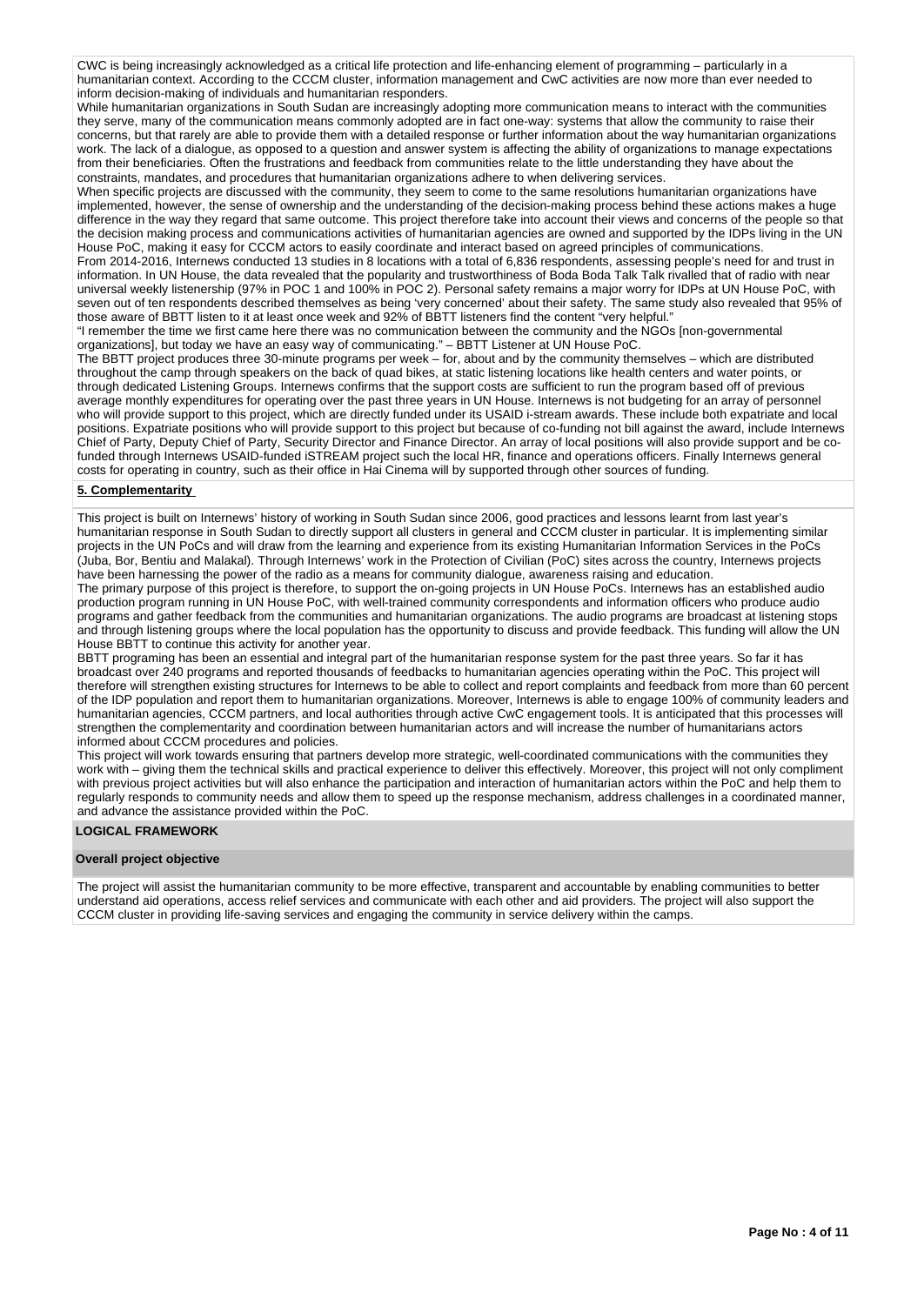CWC is being increasingly acknowledged as a critical life protection and life-enhancing element of programming – particularly in a humanitarian context. According to the CCCM cluster, information management and CwC activities are now more than ever needed to inform decision-making of individuals and humanitarian responders.

While humanitarian organizations in South Sudan are increasingly adopting more communication means to interact with the communities they serve, many of the communication means commonly adopted are in fact one-way: systems that allow the community to raise their concerns, but that rarely are able to provide them with a detailed response or further information about the way humanitarian organizations work. The lack of a dialogue, as opposed to a question and answer system is affecting the ability of organizations to manage expectations from their beneficiaries. Often the frustrations and feedback from communities relate to the little understanding they have about the constraints, mandates, and procedures that humanitarian organizations adhere to when delivering services.

When specific projects are discussed with the community, they seem to come to the same resolutions humanitarian organizations have implemented, however, the sense of ownership and the understanding of the decision-making process behind these actions makes a huge difference in the way they regard that same outcome. This project therefore take into account their views and concerns of the people so that the decision making process and communications activities of humanitarian agencies are owned and supported by the IDPs living in the UN House PoC, making it easy for CCCM actors to easily coordinate and interact based on agreed principles of communications.

From 2014-2016, Internews conducted 13 studies in 8 locations with a total of 6,836 respondents, assessing people's need for and trust in information. In UN House, the data revealed that the popularity and trustworthiness of Boda Boda Talk Talk rivalled that of radio with near universal weekly listenership (97% in POC 1 and 100% in POC 2). Personal safety remains a major worry for IDPs at UN House PoC, with seven out of ten respondents described themselves as being 'very concerned' about their safety. The same study also revealed that 95% of those aware of BBTT listen to it at least once week and 92% of BBTT listeners find the content "very helpful."

"I remember the time we first came here there was no communication between the community and the NGOs [non-governmental organizations], but today we have an easy way of communicating." – BBTT Listener at UN House PoC.

The BBTT project produces three 30-minute programs per week – for, about and by the community themselves – which are distributed throughout the camp through speakers on the back of quad bikes, at static listening locations like health centers and water points, or through dedicated Listening Groups. Internews confirms that the support costs are sufficient to run the program based off of previous average monthly expenditures for operating over the past three years in UN House. Internews is not budgeting for an array of personnel who will provide support to this project, which are directly funded under its USAID i-stream awards. These include both expatriate and local positions. Expatriate positions who will provide support to this project but because of co-funding not bill against the award, include Internews Chief of Party, Deputy Chief of Party, Security Director and Finance Director. An array of local positions will also provide support and be co-funded through Internews USAID-funded iSTREAM project such the local HR, finance and operations officers. Finally Internews general costs for operating in country, such as their office in Hai Cinema will by supported through other sources of funding.

## 5. Complementarity

This project is built on Internews' history of working in South Sudan since 2006, good practices and lessons learnt from last year's humanitarian response in South Sudan to directly support all clusters in general and CCCM cluster in particular. It is implementing similar projects in the UN PoCs and will draw from the learning and experience from its existing Humanitarian Information Services in the PoCs (Juba, Bor, Bentiu and Malakal). Through Internews' work in the Protection of Civilian (PoC) sites across the country, Internews projects have been harnessing the power of the radio as a means for community dialogue, awareness raising and education.

The primary purpose of this project is therefore, to support the on-going projects in UN House PoCs. Internews has an established audio production program running in UN House PoC, with well-trained community correspondents and information officers who produce audio programs and gather feedback from the communities and humanitarian organizations. The audio programs are broadcast at listening stops and through listening groups where the local population has the opportunity to discuss and provide feedback. This funding will allow the UN House BBTT to continue this activity for another year.

BBTT programing has been an essential and integral part of the humanitarian response system for the past three years. So far it has broadcast over 240 programs and reported thousands of feedbacks to humanitarian agencies operating within the PoC. This project will therefore will strengthen existing structures for Internews to be able to collect and report complaints and feedback from more than 60 percent of the IDP population and report them to humanitarian organizations. Moreover, Internews is able to engage 100% of community leaders and humanitarian agencies, CCCM partners, and local authorities through active CwC engagement tools. It is anticipated that this processes will strengthen the complementarity and coordination between humanitarian actors and will increase the number of humanitarians actors informed about CCCM procedures and policies.

This project will work towards ensuring that partners develop more strategic, well-coordinated communications with the communities they work with – giving them the technical skills and practical experience to deliver this effectively. Moreover, this project will not only compliment with previous project activities but will also enhance the participation and interaction of humanitarian actors within the PoC and help them to regularly responds to community needs and allow them to speed up the response mechanism, address challenges in a coordinated manner, and advance the assistance provided within the PoC.

## LOGICAL FRAMEWORK

### Overall project objective

The project will assist the humanitarian community to be more effective, transparent and accountable by enabling communities to better understand aid operations, access relief services and communicate with each other and aid providers. The project will also support the CCCM cluster in providing life-saving services and engaging the community in service delivery within the camps.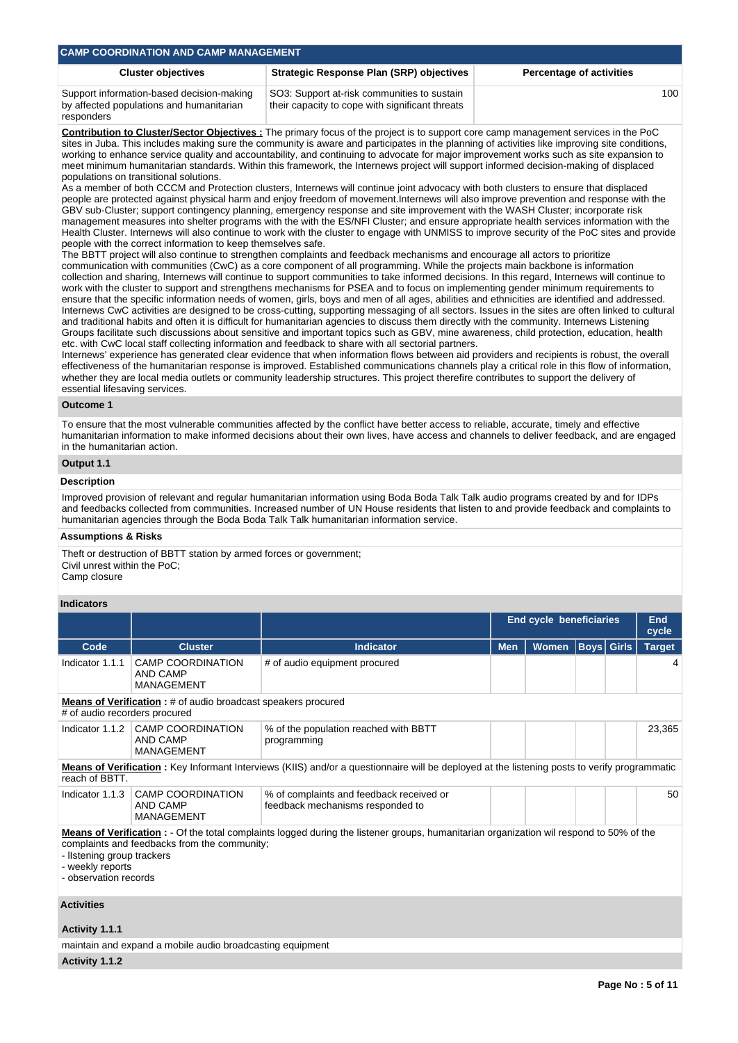## CAMP COORDINATION AND CAMP MANAGEMENT

| Cluster objectives | Strategic Response Plan (SRP) objectives | Percentage of activities |
|---|---|---|
| Support information-based decision-making by affected populations and humanitarian responders | SO3: Support at-risk communities to sustain their capacity to cope with significant threats | 100 |

**Contribution to Cluster/Sector Objectives :** The primary focus of the project is to support core camp management services in the PoC sites in Juba. This includes making sure the community is aware and participates in the planning of activities like improving site conditions, working to enhance service quality and accountability, and continuing to advocate for major improvement works such as site expansion to meet minimum humanitarian standards. Within this framework, the Internews project will support informed decision-making of displaced populations on transitional solutions.
As a member of both CCCM and Protection clusters, Internews will continue joint advocacy with both clusters to ensure that displaced people are protected against physical harm and enjoy freedom of movement.Internews will also improve prevention and response with the GBV sub-Cluster; support contingency planning, emergency response and site improvement with the WASH Cluster; incorporate risk management measures into shelter programs with the with the ES/NFI Cluster; and ensure appropriate health services information with the Health Cluster. Internews will also continue to work with the cluster to engage with UNMISS to improve security of the PoC sites and provide people with the correct information to keep themselves safe.
The BBTT project will also continue to strengthen complaints and feedback mechanisms and encourage all actors to prioritize communication with communities (CwC) as a core component of all programming. While the projects main backbone is information collection and sharing, Internews will continue to support communities to take informed decisions. In this regard, Internews will continue to work with the cluster to support and strengthens mechanisms for PSEA and to focus on implementing gender minimum requirements to ensure that the specific information needs of women, girls, boys and men of all ages, abilities and ethnicities are identified and addressed. Internews CwC activities are designed to be cross-cutting, supporting messaging of all sectors. Issues in the sites are often linked to cultural and traditional habits and often it is difficult for humanitarian agencies to discuss them directly with the community. Internews Listening Groups facilitate such discussions about sensitive and important topics such as GBV, mine awareness, child protection, education, health etc. with CwC local staff collecting information and feedback to share with all sectorial partners.
Internews' experience has generated clear evidence that when information flows between aid providers and recipients is robust, the overall effectiveness of the humanitarian response is improved. Established communications channels play a critical role in this flow of information, whether they are local media outlets or community leadership structures. This project therefore contributes to support the delivery of essential lifesaving services.

### Outcome 1

To ensure that the most vulnerable communities affected by the conflict have better access to reliable, accurate, timely and effective humanitarian information to make informed decisions about their own lives, have access and channels to deliver feedback, and are engaged in the humanitarian action.

### Output 1.1

**Description**

Improved provision of relevant and regular humanitarian information using Boda Boda Talk Talk audio programs created by and for IDPs and feedbacks collected from communities. Increased number of UN House residents that listen to and provide feedback and complaints to humanitarian agencies through the Boda Boda Talk Talk humanitarian information service.

**Assumptions & Risks**

Theft or destruction of BBTT station by armed forces or government;
Civil unrest within the PoC;
Camp closure

**Indicators**

| | | | End cycle beneficiaries | | | | End cycle |
|---|---|---|---|---|---|---|---|
| Code | Cluster | Indicator | Men | Women | Boys | Girls | Target |
| Indicator 1.1.1 | CAMP COORDINATION AND CAMP MANAGEMENT | # of audio equipment procured | | | | | 4 |

**Means of Verification :** # of audio broadcast speakers procured
# of audio recorders procured

| Code | Cluster | Indicator | Men | Women | Boys | Girls | Target |
|---|---|---|---|---|---|---|---|
| Indicator 1.1.2 | CAMP COORDINATION AND CAMP MANAGEMENT | % of the population reached with BBTT programming | | | | | 23,365 |

**Means of Verification :** Key Informant Interviews (KIIS) and/or a questionnaire will be deployed at the listening posts to verify programmatic reach of BBTT.

| Code | Cluster | Indicator | Men | Women | Boys | Girls | Target |
|---|---|---|---|---|---|---|---|
| Indicator 1.1.3 | CAMP COORDINATION AND CAMP MANAGEMENT | % of complaints and feedback received or feedback mechanisms responded to | | | | | 50 |

**Means of Verification :** - Of the total complaints logged during the listener groups, humanitarian organization wil respond to 50% of the complaints and feedbacks from the community;
- lIstening group trackers
- weekly reports
- observation records

**Activities**

**Activity 1.1.1**

maintain and expand a mobile audio broadcasting equipment

**Activity 1.1.2**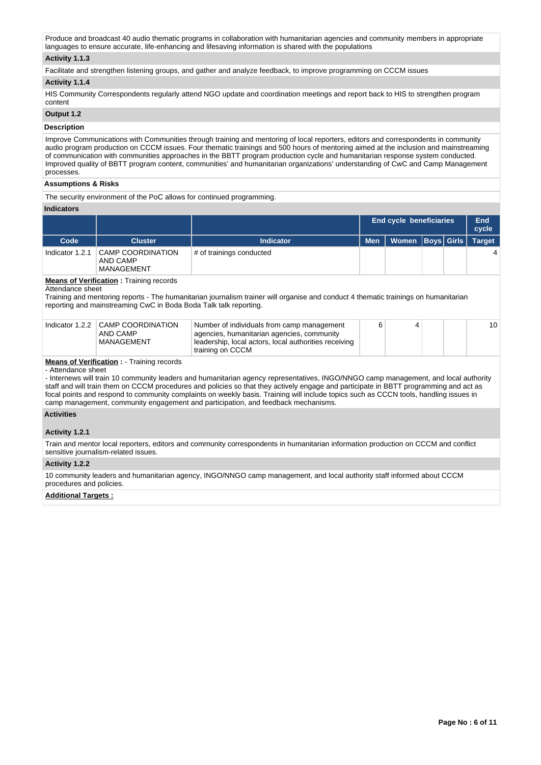Produce and broadcast 40 audio thematic programs in collaboration with humanitarian agencies and community members in appropriate languages to ensure accurate, life-enhancing and lifesaving information is shared with the populations

**Activity 1.1.3**

Facilitate and strengthen listening groups, and gather and analyze feedback, to improve programming on CCCM issues

**Activity 1.1.4**

HIS Community Correspondents regularly attend NGO update and coordination meetings and report back to HIS to strengthen program content

**Output 1.2**

**Description**

Improve Communications with Communities through training and mentoring of local reporters, editors and correspondents in community audio program production on CCCM issues. Four thematic trainings and 500 hours of mentoring aimed at the inclusion and mainstreaming of communication with communities approaches in the BBTT program production cycle and humanitarian response system conducted. Improved quality of BBTT program content, communities' and humanitarian organizations' understanding of CwC and Camp Management processes.

**Assumptions & Risks**

The security environment of the PoC allows for continued programming.

**Indicators**

| | | | End cycle beneficiaries | | | | End cycle |
|---|---|---|---|---|---|---|---|
| **Code** | **Cluster** | **Indicator** | **Men** | **Women** | **Boys** | **Girls** | **Target** |
| Indicator 1.2.1 | CAMP COORDINATION AND CAMP MANAGEMENT | # of trainings conducted | | | | | 4 |

**Means of Verification :** Training records
Attendance sheet
Training and mentoring reports - The humanitarian journalism trainer will organise and conduct 4 thematic trainings on humanitarian reporting and mainstreaming CwC in Boda Boda Talk talk reporting.

| Code | Cluster | Indicator | Men | Women | Boys | Girls | Target |
|---|---|---|---|---|---|---|---|
| Indicator 1.2.2 | CAMP COORDINATION AND CAMP MANAGEMENT | Number of individuals from camp management agencies, humanitarian agencies, community leadership, local actors, local authorities receiving training on CCCM | 6 | 4 | | | 10 |

**Means of Verification :** - Training records
- Attendance sheet
- Internews will train 10 community leaders and humanitarian agency representatives, INGO/NNGO camp management, and local authority staff and will train them on CCCM procedures and policies so that they actively engage and participate in BBTT programming and act as focal points and respond to community complaints on weekly basis. Training will include topics such as CCCN tools, handling issues in camp management, community engagement and participation, and feedback mechanisms.

**Activities**

**Activity 1.2.1**

Train and mentor local reporters, editors and community correspondents in humanitarian information production on CCCM and conflict sensitive journalism-related issues.

**Activity 1.2.2**

10 community leaders and humanitarian agency, INGO/NNGO camp management, and local authority staff informed about CCCM procedures and policies.

**Additional Targets :**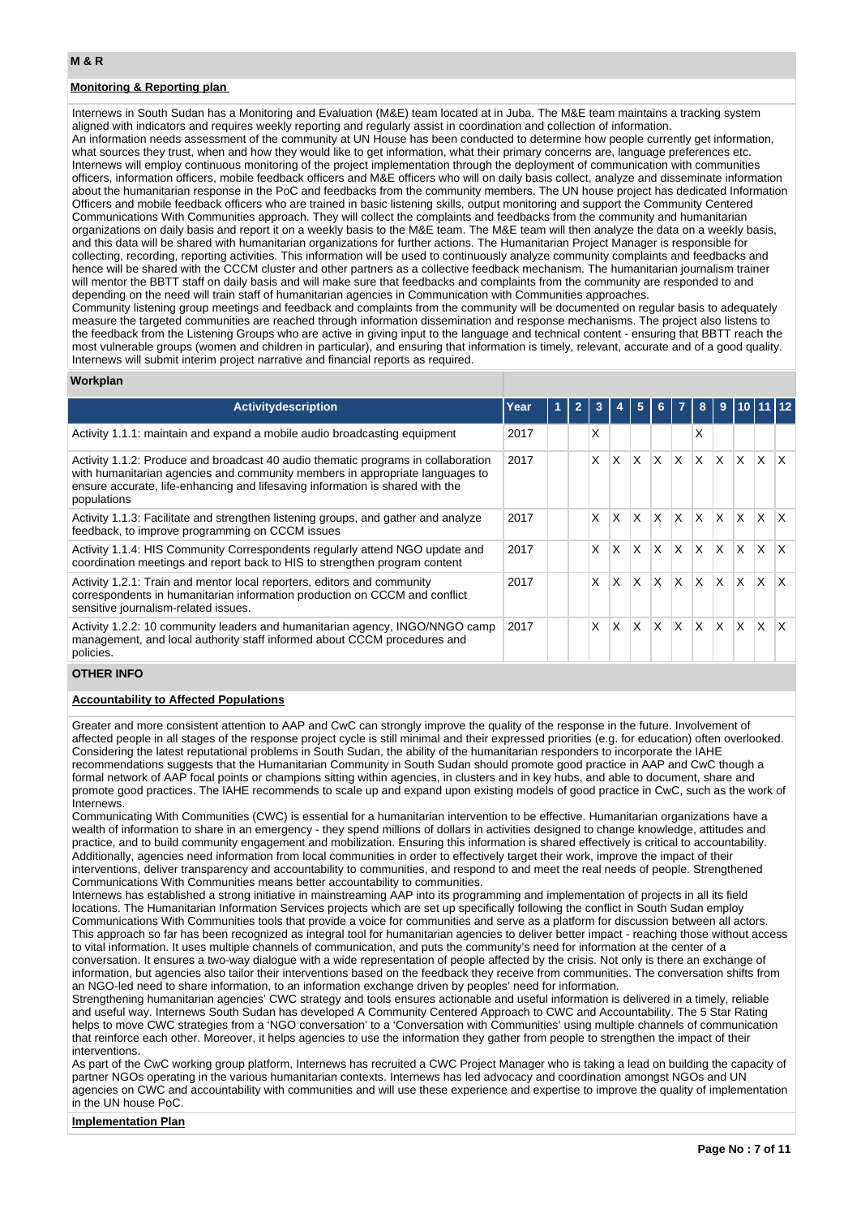## M & R

### Monitoring & Reporting plan

Internews in South Sudan has a Monitoring and Evaluation (M&E) team located at in Juba. The M&E team maintains a tracking system aligned with indicators and requires weekly reporting and regularly assist in coordination and collection of information.
An information needs assessment of the community at UN House has been conducted to determine how people currently get information, what sources they trust, when and how they would like to get information, what their primary concerns are, language preferences etc.
Internews will employ continuous monitoring of the project implementation through the deployment of communication with communities officers, information officers, mobile feedback officers and M&E officers who will on daily basis collect, analyze and disseminate information about the humanitarian response in the PoC and feedbacks from the community members. The UN house project has dedicated Information Officers and mobile feedback officers who are trained in basic listening skills, output monitoring and support the Community Centered Communications With Communities approach. They will collect the complaints and feedbacks from the community and humanitarian organizations on daily basis and report it on a weekly basis to the M&E team. The M&E team will then analyze the data on a weekly basis, and this data will be shared with humanitarian organizations for further actions. The Humanitarian Project Manager is responsible for collecting, recording, reporting activities. This information will be used to continuously analyze community complaints and feedbacks and hence will be shared with the CCCM cluster and other partners as a collective feedback mechanism. The humanitarian journalism trainer will mentor the BBTT staff on daily basis and will make sure that feedbacks and complaints from the community are responded to and depending on the need will train staff of humanitarian agencies in Communication with Communities approaches.
Community listening group meetings and feedback and complaints from the community will be documented on regular basis to adequately measure the targeted communities are reached through information dissemination and response mechanisms. The project also listens to the feedback from the Listening Groups who are active in giving input to the language and technical content - ensuring that BBTT reach the most vulnerable groups (women and children in particular), and ensuring that information is timely, relevant, accurate and of a good quality. Internews will submit interim project narrative and financial reports as required.

### Workplan

| Activitydescription | Year | 1 | 2 | 3 | 4 | 5 | 6 | 7 | 8 | 9 | 10 | 11 | 12 |
|---|---|---|---|---|---|---|---|---|---|---|---|---|---|
| Activity 1.1.1: maintain and expand a mobile audio broadcasting equipment | 2017 | | | X | | | | | X | | | | |
| Activity 1.1.2: Produce and broadcast 40 audio thematic programs in collaboration with humanitarian agencies and community members in appropriate languages to ensure accurate, life-enhancing and lifesaving information is shared with the populations | 2017 | | | X | X | X | X | X | X | X | X | X | X |
| Activity 1.1.3: Facilitate and strengthen listening groups, and gather and analyze feedback, to improve programming on CCCM issues | 2017 | | | X | X | X | X | X | X | X | X | X | X |
| Activity 1.1.4: HIS Community Correspondents regularly attend NGO update and coordination meetings and report back to HIS to strengthen program content | 2017 | | | X | X | X | X | X | X | X | X | X | X |
| Activity 1.2.1: Train and mentor local reporters, editors and community correspondents in humanitarian information production on CCCM and conflict sensitive journalism-related issues. | 2017 | | | X | X | X | X | X | X | X | X | X | X |
| Activity 1.2.2: 10 community leaders and humanitarian agency, INGO/NNGO camp management, and local authority staff informed about CCCM procedures and policies. | 2017 | | | X | X | X | X | X | X | X | X | X | X |

## OTHER INFO

### Accountability to Affected Populations

Greater and more consistent attention to AAP and CwC can strongly improve the quality of the response in the future. Involvement of affected people in all stages of the response project cycle is still minimal and their expressed priorities (e.g. for education) often overlooked. Considering the latest reputational problems in South Sudan, the ability of the humanitarian responders to incorporate the IAHE recommendations suggests that the Humanitarian Community in South Sudan should promote good practice in AAP and CwC though a formal network of AAP focal points or champions sitting within agencies, in clusters and in key hubs, and able to document, share and promote good practices. The IAHE recommends to scale up and expand upon existing models of good practice in CwC, such as the work of Internews.
Communicating With Communities (CWC) is essential for a humanitarian intervention to be effective. Humanitarian organizations have a wealth of information to share in an emergency - they spend millions of dollars in activities designed to change knowledge, attitudes and practice, and to build community engagement and mobilization. Ensuring this information is shared effectively is critical to accountability. Additionally, agencies need information from local communities in order to effectively target their work, improve the impact of their interventions, deliver transparency and accountability to communities, and respond to and meet the real needs of people. Strengthened Communications With Communities means better accountability to communities.
Internews has established a strong initiative in mainstreaming AAP into its programming and implementation of projects in all its field locations. The Humanitarian Information Services projects which are set up specifically following the conflict in South Sudan employ Communications With Communities tools that provide a voice for communities and serve as a platform for discussion between all actors. This approach so far has been recognized as integral tool for humanitarian agencies to deliver better impact - reaching those without access to vital information. It uses multiple channels of communication, and puts the community's need for information at the center of a conversation. It ensures a two-way dialogue with a wide representation of people affected by the crisis. Not only is there an exchange of information, but agencies also tailor their interventions based on the feedback they receive from communities. The conversation shifts from an NGO-led need to share information, to an information exchange driven by peoples' need for information.
Strengthening humanitarian agencies' CWC strategy and tools ensures actionable and useful information is delivered in a timely, reliable and useful way. Internews South Sudan has developed A Community Centered Approach to CWC and Accountability. The 5 Star Rating helps to move CWC strategies from a 'NGO conversation' to a 'Conversation with Communities' using multiple channels of communication that reinforce each other. Moreover, it helps agencies to use the information they gather from people to strengthen the impact of their interventions.
As part of the CwC working group platform, Internews has recruited a CWC Project Manager who is taking a lead on building the capacity of partner NGOs operating in the various humanitarian contexts. Internews has led advocacy and coordination amongst NGOs and UN agencies on CWC and accountability with communities and will use these experience and expertise to improve the quality of implementation in the UN house PoC.

### Implementation Plan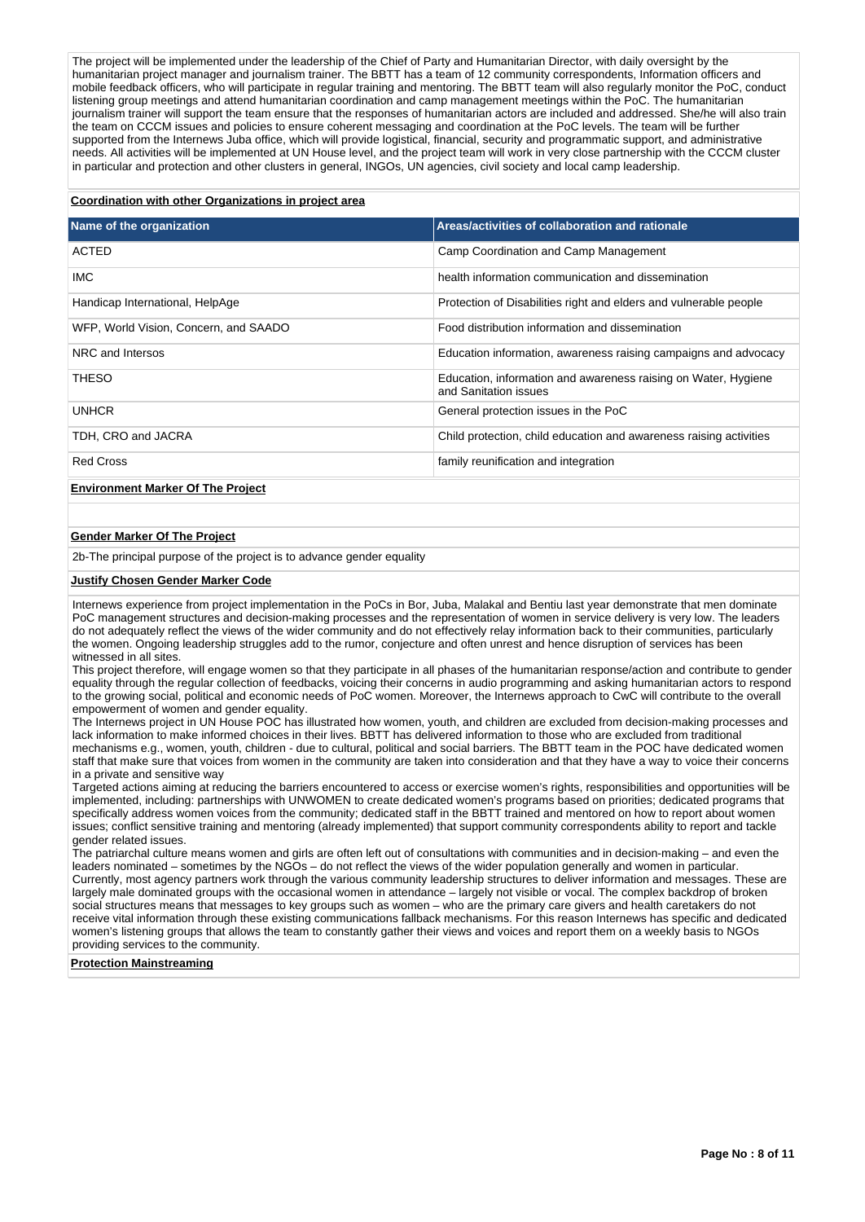The project will be implemented under the leadership of the Chief of Party and Humanitarian Director, with daily oversight by the humanitarian project manager and journalism trainer. The BBTT has a team of 12 community correspondents, Information officers and mobile feedback officers, who will participate in regular training and mentoring. The BBTT team will also regularly monitor the PoC, conduct listening group meetings and attend humanitarian coordination and camp management meetings within the PoC. The humanitarian journalism trainer will support the team ensure that the responses of humanitarian actors are included and addressed. She/he will also train the team on CCCM issues and policies to ensure coherent messaging and coordination at the PoC levels. The team will be further supported from the Internews Juba office, which will provide logistical, financial, security and programmatic support, and administrative needs. All activities will be implemented at UN House level, and the project team will work in very close partnership with the CCCM cluster in particular and protection and other clusters in general, INGOs, UN agencies, civil society and local camp leadership.

**Coordination with other Organizations in project area**

| Name of the organization | Areas/activities of collaboration and rationale |
|---|---|
| ACTED | Camp Coordination and Camp Management |
| IMC | health information communication and dissemination |
| Handicap International, HelpAge | Protection of Disabilities right and elders and vulnerable people |
| WFP, World Vision, Concern, and SAADO | Food distribution information and dissemination |
| NRC and Intersos | Education information, awareness raising campaigns and advocacy |
| THESO | Education, information and awareness raising on Water, Hygiene and Sanitation issues |
| UNHCR | General protection issues in the PoC |
| TDH, CRO and JACRA | Child protection, child education and awareness raising activities |
| Red Cross | family reunification and integration |

**Environment Marker Of The Project**

**Gender Marker Of The Project**

2b-The principal purpose of the project is to advance gender equality

**Justify Chosen Gender Marker Code**

Internews experience from project implementation in the PoCs in Bor, Juba, Malakal and Bentiu last year demonstrate that men dominate PoC management structures and decision-making processes and the representation of women in service delivery is very low. The leaders do not adequately reflect the views of the wider community and do not effectively relay information back to their communities, particularly the women. Ongoing leadership struggles add to the rumor, conjecture and often unrest and hence disruption of services has been witnessed in all sites.

This project therefore, will engage women so that they participate in all phases of the humanitarian response/action and contribute to gender equality through the regular collection of feedbacks, voicing their concerns in audio programming and asking humanitarian actors to respond to the growing social, political and economic needs of PoC women. Moreover, the Internews approach to CwC will contribute to the overall empowerment of women and gender equality.

The Internews project in UN House POC has illustrated how women, youth, and children are excluded from decision-making processes and lack information to make informed choices in their lives. BBTT has delivered information to those who are excluded from traditional mechanisms e.g., women, youth, children - due to cultural, political and social barriers. The BBTT team in the POC have dedicated women staff that make sure that voices from women in the community are taken into consideration and that they have a way to voice their concerns in a private and sensitive way

Targeted actions aiming at reducing the barriers encountered to access or exercise women's rights, responsibilities and opportunities will be implemented, including: partnerships with UNWOMEN to create dedicated women's programs based on priorities; dedicated programs that specifically address women voices from the community; dedicated staff in the BBTT trained and mentored on how to report about women issues; conflict sensitive training and mentoring (already implemented) that support community correspondents ability to report and tackle gender related issues.

The patriarchal culture means women and girls are often left out of consultations with communities and in decision-making – and even the leaders nominated – sometimes by the NGOs – do not reflect the views of the wider population generally and women in particular. Currently, most agency partners work through the various community leadership structures to deliver information and messages. These are largely male dominated groups with the occasional women in attendance – largely not visible or vocal. The complex backdrop of broken social structures means that messages to key groups such as women – who are the primary care givers and health caretakers do not receive vital information through these existing communications fallback mechanisms. For this reason Internews has specific and dedicated women's listening groups that allows the team to constantly gather their views and voices and report them on a weekly basis to NGOs providing services to the community.

**Protection Mainstreaming**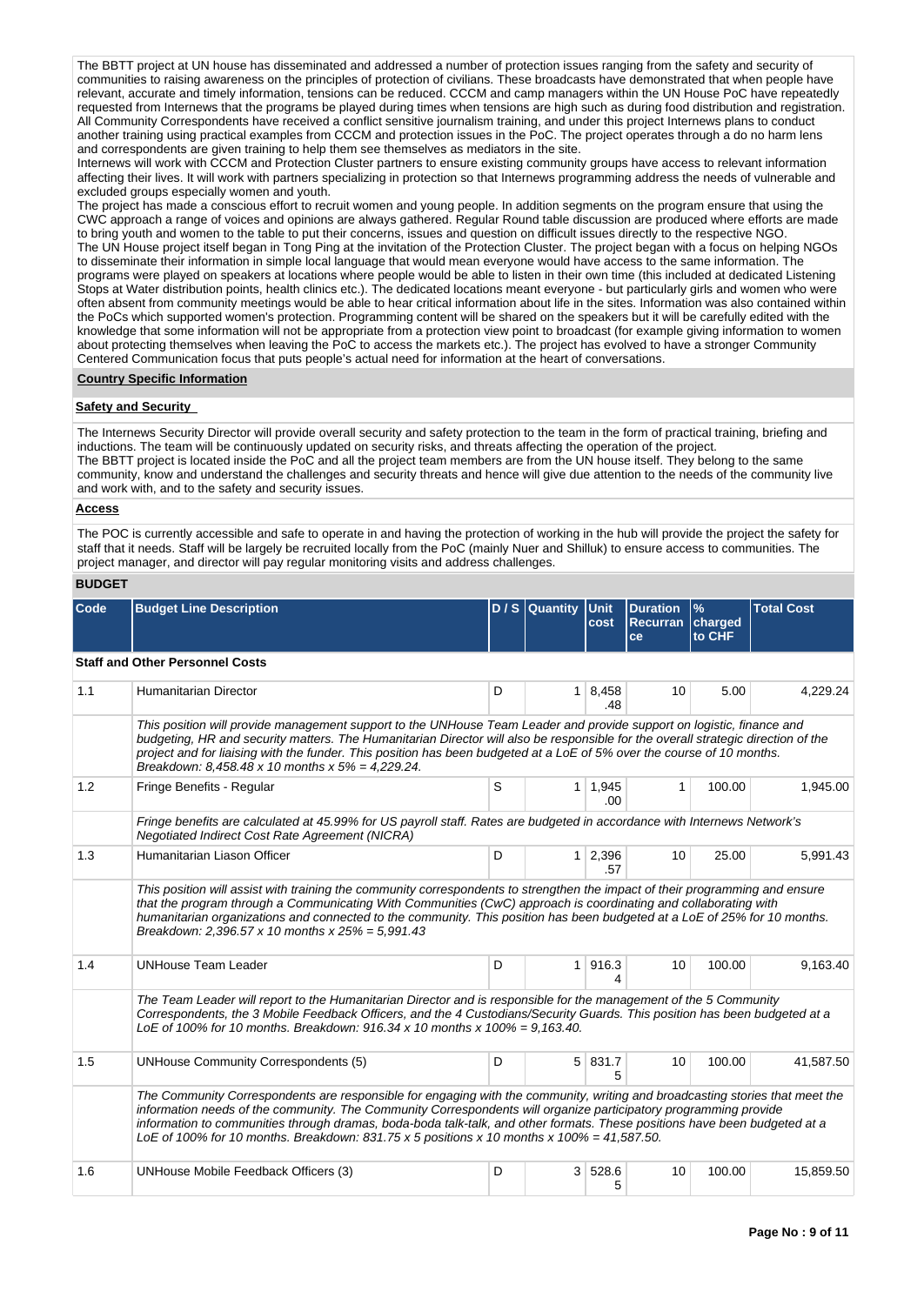The BBTT project at UN house has disseminated and addressed a number of protection issues ranging from the safety and security of communities to raising awareness on the principles of protection of civilians. These broadcasts have demonstrated that when people have relevant, accurate and timely information, tensions can be reduced. CCCM and camp managers within the UN House PoC have repeatedly requested from Internews that the programs be played during times when tensions are high such as during food distribution and registration. All Community Correspondents have received a conflict sensitive journalism training, and under this project Internews plans to conduct another training using practical examples from CCCM and protection issues in the PoC. The project operates through a do no harm lens and correspondents are given training to help them see themselves as mediators in the site.
Internews will work with CCCM and Protection Cluster partners to ensure existing community groups have access to relevant information affecting their lives. It will work with partners specializing in protection so that Internews programming address the needs of vulnerable and excluded groups especially women and youth.
The project has made a conscious effort to recruit women and young people. In addition segments on the program ensure that using the CWC approach a range of voices and opinions are always gathered. Regular Round table discussion are produced where efforts are made to bring youth and women to the table to put their concerns, issues and question on difficult issues directly to the respective NGO.
The UN House project itself began in Tong Ping at the invitation of the Protection Cluster. The project began with a focus on helping NGOs to disseminate their information in simple local language that would mean everyone would have access to the same information. The programs were played on speakers at locations where people would be able to listen in their own time (this included at dedicated Listening Stops at Water distribution points, health clinics etc.). The dedicated locations meant everyone - but particularly girls and women who were often absent from community meetings would be able to hear critical information about life in the sites. Information was also contained within the PoCs which supported women's protection. Programming content will be shared on the speakers but it will be carefully edited with the knowledge that some information will not be appropriate from a protection view point to broadcast (for example giving information to women about protecting themselves when leaving the PoC to access the markets etc.). The project has evolved to have a stronger Community Centered Communication focus that puts people's actual need for information at the heart of conversations.

**Country Specific Information**

**Safety and Security**

The Internews Security Director will provide overall security and safety protection to the team in the form of practical training, briefing and inductions. The team will be continuously updated on security risks, and threats affecting the operation of the project.
The BBTT project is located inside the PoC and all the project team members are from the UN house itself. They belong to the same community, know and understand the challenges and security threats and hence will give due attention to the needs of the community live and work with, and to the safety and security issues.

**Access**

The POC is currently accessible and safe to operate in and having the protection of working in the hub will provide the project the safety for staff that it needs. Staff will be largely be recruited locally from the PoC (mainly Nuer and Shilluk) to ensure access to communities. The project manager, and director will pay regular monitoring visits and address challenges.

**BUDGET**

| Code | Budget Line Description | D / S | Quantity | Unit cost | Duration Recurrance | % charged to CHF | Total Cost |
|---|---|---|---|---|---|---|---|
| **Staff and Other Personnel Costs** | | | | | | | |
| 1.1 | Humanitarian Director | D | 1 | 8,458.48 | 10 | 5.00 | 4,229.24 |
| | *This position will provide management support to the UNHouse Team Leader and provide support on logistic, finance and budgeting, HR and security matters. The Humanitarian Director will also be responsible for the overall strategic direction of the project and for liaising with the funder. This position has been budgeted at a LoE of 5% over the course of 10 months. Breakdown: 8,458.48 x 10 months x 5% = 4,229.24.* | | | | | | |
| 1.2 | Fringe Benefits - Regular | S | 1 | 1,945.00 | 1 | 100.00 | 1,945.00 |
| | *Fringe benefits are calculated at 45.99% for US payroll staff. Rates are budgeted in accordance with Internews Network's Negotiated Indirect Cost Rate Agreement (NICRA)* | | | | | | |
| 1.3 | Humanitarian Liason Officer | D | 1 | 2,396.57 | 10 | 25.00 | 5,991.43 |
| | *This position will assist with training the community correspondents to strengthen the impact of their programming and ensure that the program through a Communicating With Communities (CwC) approach is coordinating and collaborating with humanitarian organizations and connected to the community. This position has been budgeted at a LoE of 25% for 10 months. Breakdown: 2,396.57 x 10 months x 25% = 5,991.43* | | | | | | |
| 1.4 | UNHouse Team Leader | D | 1 | 916.34 | 10 | 100.00 | 9,163.40 |
| | *The Team Leader will report to the Humanitarian Director and is responsible for the management of the 5 Community Correspondents, the 3 Mobile Feedback Officers, and the 4 Custodians/Security Guards. This position has been budgeted at a LoE of 100% for 10 months. Breakdown: 916.34 x 10 months x 100% = 9,163.40.* | | | | | | |
| 1.5 | UNHouse Community Correspondents (5) | D | 5 | 831.75 | 10 | 100.00 | 41,587.50 |
| | *The Community Correspondents are responsible for engaging with the community, writing and broadcasting stories that meet the information needs of the community. The Community Correspondents will organize participatory programming provide information to communities through dramas, boda-boda talk-talk, and other formats. These positions have been budgeted at a LoE of 100% for 10 months. Breakdown: 831.75 x 5 positions x 10 months x 100% = 41,587.50.* | | | | | | |
| 1.6 | UNHouse Mobile Feedback Officers (3) | D | 3 | 528.65 | 10 | 100.00 | 15,859.50 |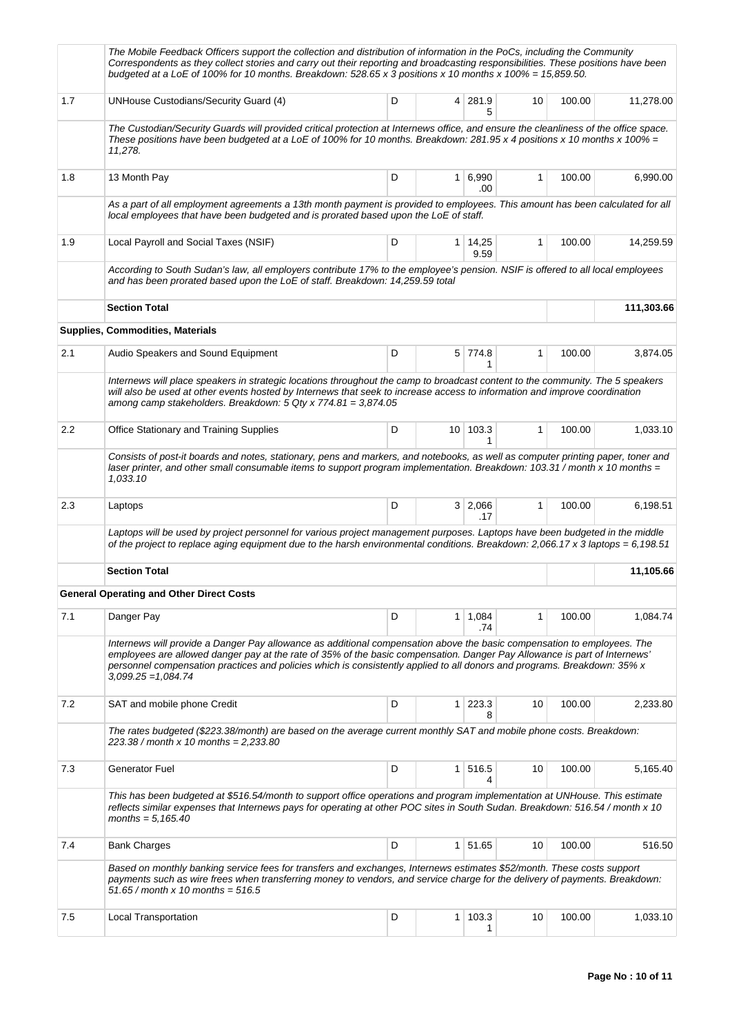| | | | | | | | |
|---|---|---|---|---|---|---|---|
| | *The Mobile Feedback Officers support the collection and distribution of information in the PoCs, including the Community Correspondents as they collect stories and carry out their reporting and broadcasting responsibilities. These positions have been budgeted at a LoE of 100% for 10 months. Breakdown: 528.65 x 3 positions x 10 months x 100% = 15,859.50.* | | | | | | |
| 1.7 | UNHouse Custodians/Security Guard (4) | D | 4 | 281.95 | 10 | 100.00 | 11,278.00 |
| | *The Custodian/Security Guards will provided critical protection at Internews office, and ensure the cleanliness of the office space. These positions have been budgeted at a LoE of 100% for 10 months. Breakdown: 281.95 x 4 positions x 10 months x 100% = 11,278.* | | | | | | |
| 1.8 | 13 Month Pay | D | 1 | 6,990.00 | 1 | 100.00 | 6,990.00 |
| | *As a part of all employment agreements a 13th month payment is provided to employees. This amount has been calculated for all local employees that have been budgeted and is prorated based upon the LoE of staff.* | | | | | | |
| 1.9 | Local Payroll and Social Taxes (NSIF) | D | 1 | 14,259.59 | 1 | 100.00 | 14,259.59 |
| | *According to South Sudan's law, all employers contribute 17% to the employee's pension. NSIF is offered to all local employees and has been prorated based upon the LoE of staff. Breakdown: 14,259.59 total* | | | | | | |
| | **Section Total** | | | | | | **111,303.66** |
| | **Supplies, Commodities, Materials** | | | | | | |
| 2.1 | Audio Speakers and Sound Equipment | D | 5 | 774.81 | 1 | 100.00 | 3,874.05 |
| | *Internews will place speakers in strategic locations throughout the camp to broadcast content to the community. The 5 speakers will also be used at other events hosted by Internews that seek to increase access to information and improve coordination among camp stakeholders. Breakdown: 5 Qty x 774.81 = 3,874.05* | | | | | | |
| 2.2 | Office Stationary and Training Supplies | D | 10 | 103.31 | 1 | 100.00 | 1,033.10 |
| | *Consists of post-it boards and notes, stationary, pens and markers, and notebooks, as well as computer printing paper, toner and laser printer, and other small consumable items to support program implementation. Breakdown: 103.31 / month x 10 months = 1,033.10* | | | | | | |
| 2.3 | Laptops | D | 3 | 2,066.17 | 1 | 100.00 | 6,198.51 |
| | *Laptops will be used by project personnel for various project management purposes. Laptops have been budgeted in the middle of the project to replace aging equipment due to the harsh environmental conditions. Breakdown: 2,066.17 x 3 laptops = 6,198.51* | | | | | | |
| | **Section Total** | | | | | | **11,105.66** |
| | **General Operating and Other Direct Costs** | | | | | | |
| 7.1 | Danger Pay | D | 1 | 1,084.74 | 1 | 100.00 | 1,084.74 |
| | *Internews will provide a Danger Pay allowance as additional compensation above the basic compensation to employees. The employees are allowed danger pay at the rate of 35% of the basic compensation. Danger Pay Allowance is part of Internews' personnel compensation practices and policies which is consistently applied to all donors and programs. Breakdown: 35% x 3,099.25 =1,084.74* | | | | | | |
| 7.2 | SAT and mobile phone Credit | D | 1 | 223.38 | 10 | 100.00 | 2,233.80 |
| | *The rates budgeted ($223.38/month) are based on the average current monthly SAT and mobile phone costs. Breakdown: 223.38 / month x 10 months = 2,233.80* | | | | | | |
| 7.3 | Generator Fuel | D | 1 | 516.54 | 10 | 100.00 | 5,165.40 |
| | *This has been budgeted at $516.54/month to support office operations and program implementation at UNHouse. This estimate reflects similar expenses that Internews pays for operating at other POC sites in South Sudan. Breakdown: 516.54 / month x 10 months = 5,165.40* | | | | | | |
| 7.4 | Bank Charges | D | 1 | 51.65 | 10 | 100.00 | 516.50 |
| | *Based on monthly banking service fees for transfers and exchanges, Internews estimates $52/month. These costs support payments such as wire frees when transferring money to vendors, and service charge for the delivery of payments. Breakdown: 51.65 / month x 10 months = 516.5* | | | | | | |
| 7.5 | Local Transportation | D | 1 | 103.31 | 10 | 100.00 | 1,033.10 |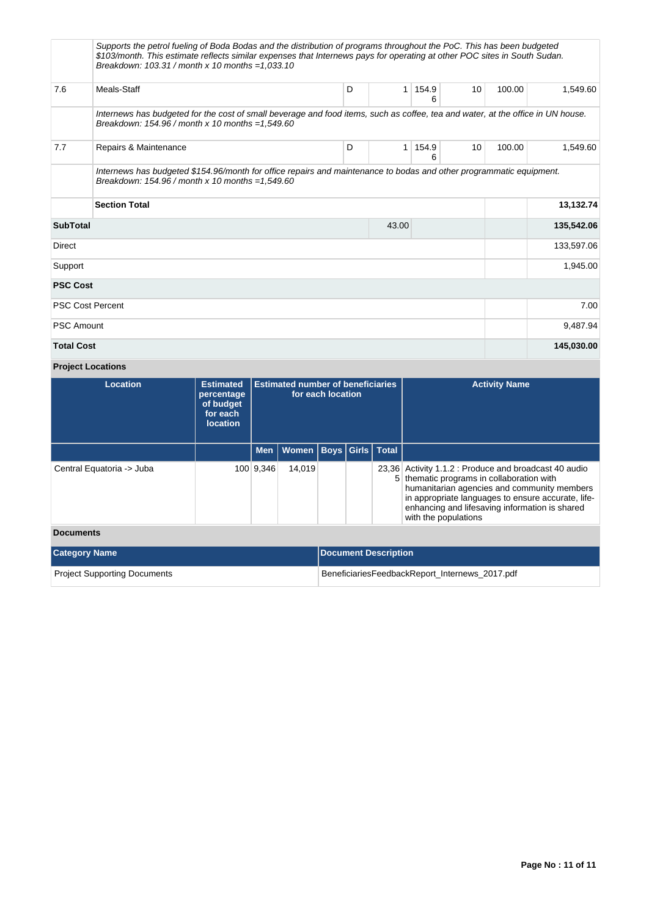| | | | | | | | |
|---|---|---|---|---|---|---|---|
| | *Supports the petrol fueling of Boda Bodas and the distribution of programs throughout the PoC. This has been budgeted $103/month. This estimate reflects similar expenses that Internews pays for operating at other POC sites in South Sudan. Breakdown: 103.31 / month x 10 months =1,033.10* | | | | | | |
| 7.6 | Meals-Staff | D | 1 | 154.96 | 10 | 100.00 | 1,549.60 |
| | *Internews has budgeted for the cost of small beverage and food items, such as coffee, tea and water, at the office in UN house. Breakdown: 154.96 / month x 10 months =1,549.60* | | | | | | |
| 7.7 | Repairs & Maintenance | D | 1 | 154.96 | 10 | 100.00 | 1,549.60 |
| | *Internews has budgeted $154.96/month for office repairs and maintenance to bodas and other programmatic equipment. Breakdown: 154.96 / month x 10 months =1,549.60* | | | | | | |
| | **Section Total** | | | | | | **13,132.74** |
| **SubTotal** | | | 43.00 | | | | **135,542.06** |
| Direct | | | | | | | 133,597.06 |
| Support | | | | | | | 1,945.00 |
| **PSC Cost** | | | | | | | |
| PSC Cost Percent | | | | | | | 7.00 |
| PSC Amount | | | | | | | 9,487.94 |
| **Total Cost** | | | | | | | **145,030.00** |

**Project Locations**

| Location | Estimated percentage of budget for each location | Estimated number of beneficiaries for each location | | | | | Activity Name |
|---|---|---|---|---|---|---|---|
| | | Men | Women | Boys | Girls | Total | |
| Central Equatoria -> Juba | 100 | 9,346 | 14,019 | | | 23,365 | Activity 1.1.2 : Produce and broadcast 40 audio thematic programs in collaboration with humanitarian agencies and community members in appropriate languages to ensure accurate, life-enhancing and lifesaving information is shared with the populations |

**Documents**

| Category Name | Document Description |
|---|---|
| Project Supporting Documents | BeneficiariesFeedbackReport_Internews_2017.pdf |